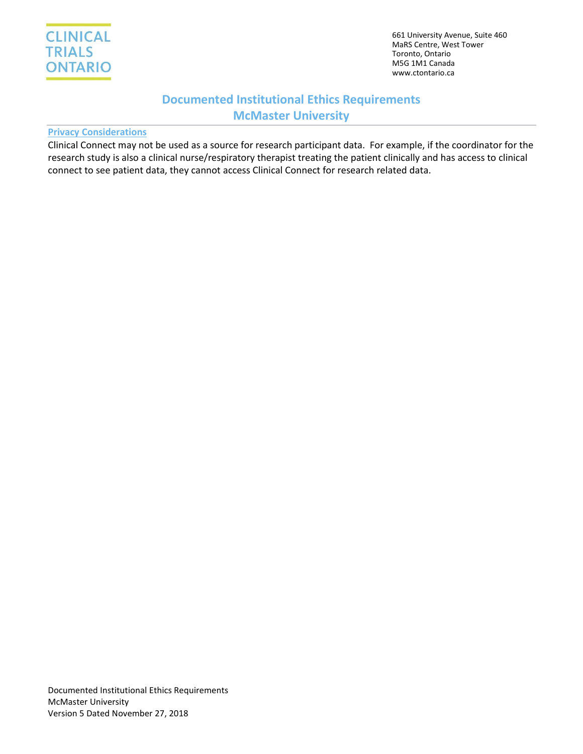CLINICAL TRIALS ONTARIO

661 University Avenue, Suite 460
MaRS Centre, West Tower
Toronto, Ontario
M5G 1M1 Canada
www.ctontario.ca

# Documented Institutional Ethics Requirements
# McMaster University

## Privacy Considerations

Clinical Connect may not be used as a source for research participant data. For example, if the coordinator for the research study is also a clinical nurse/respiratory therapist treating the patient clinically and has access to clinical connect to see patient data, they cannot access Clinical Connect for research related data.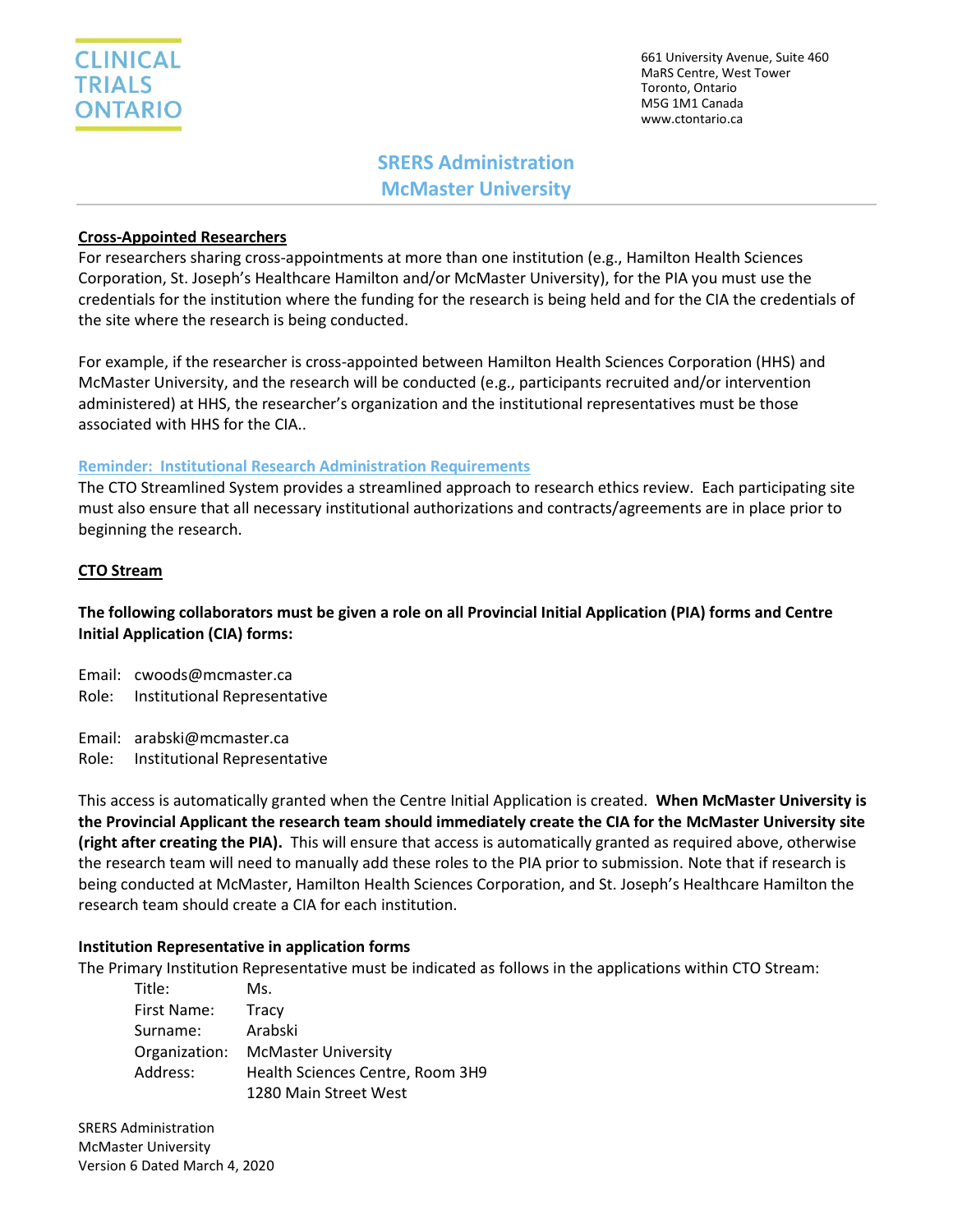# SRERS Administration
# McMaster University

**Cross-Appointed Researchers**

For researchers sharing cross-appointments at more than one institution (e.g., Hamilton Health Sciences Corporation, St. Joseph's Healthcare Hamilton and/or McMaster University), for the PIA you must use the credentials for the institution where the funding for the research is being held and for the CIA the credentials of the site where the research is being conducted.

For example, if the researcher is cross-appointed between Hamilton Health Sciences Corporation (HHS) and McMaster University, and the research will be conducted (e.g., participants recruited and/or intervention administered) at HHS, the researcher's organization and the institutional representatives must be those associated with HHS for the CIA..

**Reminder: Institutional Research Administration Requirements**

The CTO Streamlined System provides a streamlined approach to research ethics review. Each participating site must also ensure that all necessary institutional authorizations and contracts/agreements are in place prior to beginning the research.

**CTO Stream**

**The following collaborators must be given a role on all Provincial Initial Application (PIA) forms and Centre Initial Application (CIA) forms:**

Email: cwoods@mcmaster.ca
Role: Institutional Representative

Email: arabski@mcmaster.ca
Role: Institutional Representative

This access is automatically granted when the Centre Initial Application is created. **When McMaster University is the Provincial Applicant the research team should immediately create the CIA for the McMaster University site (right after creating the PIA).** This will ensure that access is automatically granted as required above, otherwise the research team will need to manually add these roles to the PIA prior to submission. Note that if research is being conducted at McMaster, Hamilton Health Sciences Corporation, and St. Joseph's Healthcare Hamilton the research team should create a CIA for each institution.

**Institution Representative in application forms**

The Primary Institution Representative must be indicated as follows in the applications within CTO Stream:

Title: Ms.
First Name: Tracy
Surname: Arabski
Organization: McMaster University
Address: Health Sciences Centre, Room 3H9
1280 Main Street West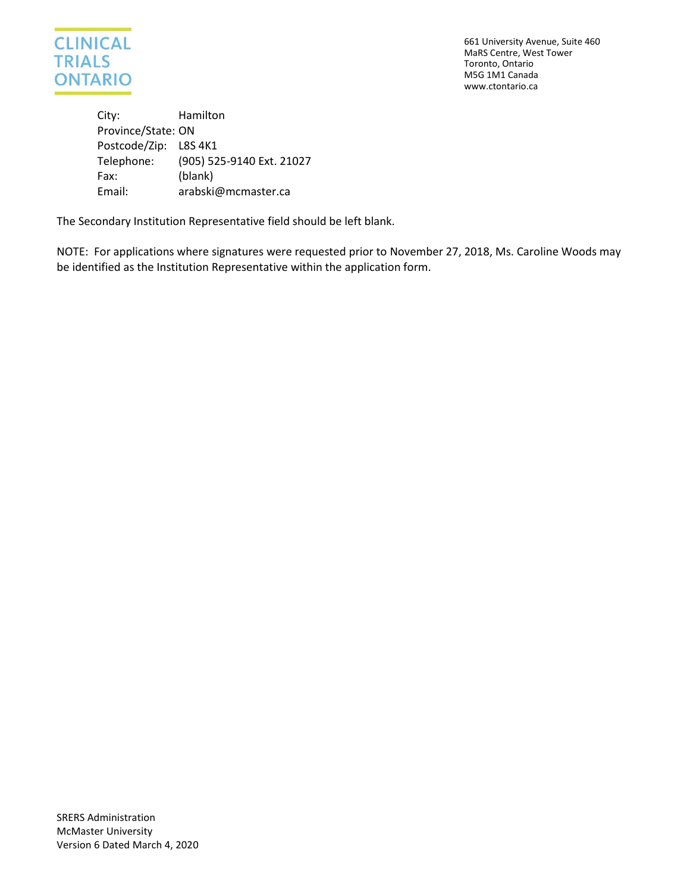City: Hamilton
Province/State: ON
Postcode/Zip: L8S 4K1
Telephone: (905) 525-9140 Ext. 21027
Fax: (blank)
Email: arabski@mcmaster.ca

The Secondary Institution Representative field should be left blank.

NOTE: For applications where signatures were requested prior to November 27, 2018, Ms. Caroline Woods may be identified as the Institution Representative within the application form.